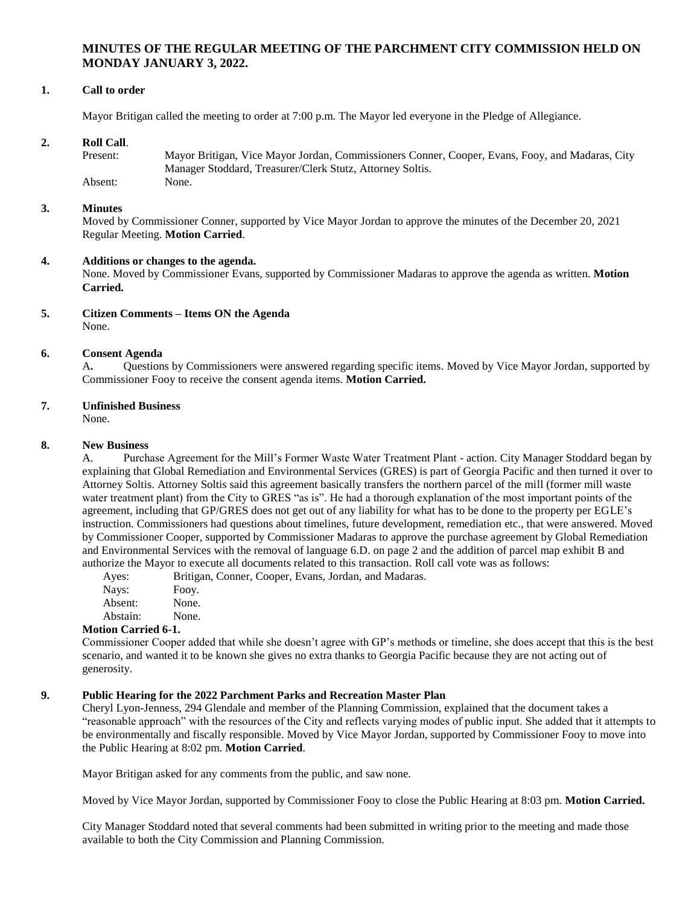# MINUTES OF THE REGULAR MEETING OF THE PARCHMENT CITY COMMISSION HELD ON MONDAY JANUARY 3, 2022.

**1. Call to order**

Mayor Britigan called the meeting to order at 7:00 p.m. The Mayor led everyone in the Pledge of Allegiance.

**2. Roll Call**.

Present: Mayor Britigan, Vice Mayor Jordan, Commissioners Conner, Cooper, Evans, Fooy, and Madaras, City Manager Stoddard, Treasurer/Clerk Stutz, Attorney Soltis.

Absent: None.

**3. Minutes**

Moved by Commissioner Conner, supported by Vice Mayor Jordan to approve the minutes of the December 20, 2021 Regular Meeting. **Motion Carried**.

**4. Additions or changes to the agenda.**

None. Moved by Commissioner Evans, supported by Commissioner Madaras to approve the agenda as written. **Motion Carried.**

**5. Citizen Comments – Items ON the Agenda**

None.

**6. Consent Agenda**

A**.** Questions by Commissioners were answered regarding specific items. Moved by Vice Mayor Jordan, supported by Commissioner Fooy to receive the consent agenda items. **Motion Carried.**

**7. Unfinished Business**

None.

**8. New Business**

A. Purchase Agreement for the Mill's Former Waste Water Treatment Plant - action. City Manager Stoddard began by explaining that Global Remediation and Environmental Services (GRES) is part of Georgia Pacific and then turned it over to Attorney Soltis. Attorney Soltis said this agreement basically transfers the northern parcel of the mill (former mill waste water treatment plant) from the City to GRES "as is". He had a thorough explanation of the most important points of the agreement, including that GP/GRES does not get out of any liability for what has to be done to the property per EGLE's instruction. Commissioners had questions about timelines, future development, remediation etc., that were answered. Moved by Commissioner Cooper, supported by Commissioner Madaras to approve the purchase agreement by Global Remediation and Environmental Services with the removal of language 6.D. on page 2 and the addition of parcel map exhibit B and authorize the Mayor to execute all documents related to this transaction. Roll call vote was as follows:

Ayes: Britigan, Conner, Cooper, Evans, Jordan, and Madaras.
Nays: Fooy.
Absent: None.
Abstain: None.

**Motion Carried 6-1.**

Commissioner Cooper added that while she doesn't agree with GP's methods or timeline, she does accept that this is the best scenario, and wanted it to be known she gives no extra thanks to Georgia Pacific because they are not acting out of generosity.

**9. Public Hearing for the 2022 Parchment Parks and Recreation Master Plan**

Cheryl Lyon-Jenness, 294 Glendale and member of the Planning Commission, explained that the document takes a "reasonable approach" with the resources of the City and reflects varying modes of public input. She added that it attempts to be environmentally and fiscally responsible. Moved by Vice Mayor Jordan, supported by Commissioner Fooy to move into the Public Hearing at 8:02 pm. **Motion Carried**.

Mayor Britigan asked for any comments from the public, and saw none.

Moved by Vice Mayor Jordan, supported by Commissioner Fooy to close the Public Hearing at 8:03 pm. **Motion Carried.**

City Manager Stoddard noted that several comments had been submitted in writing prior to the meeting and made those available to both the City Commission and Planning Commission.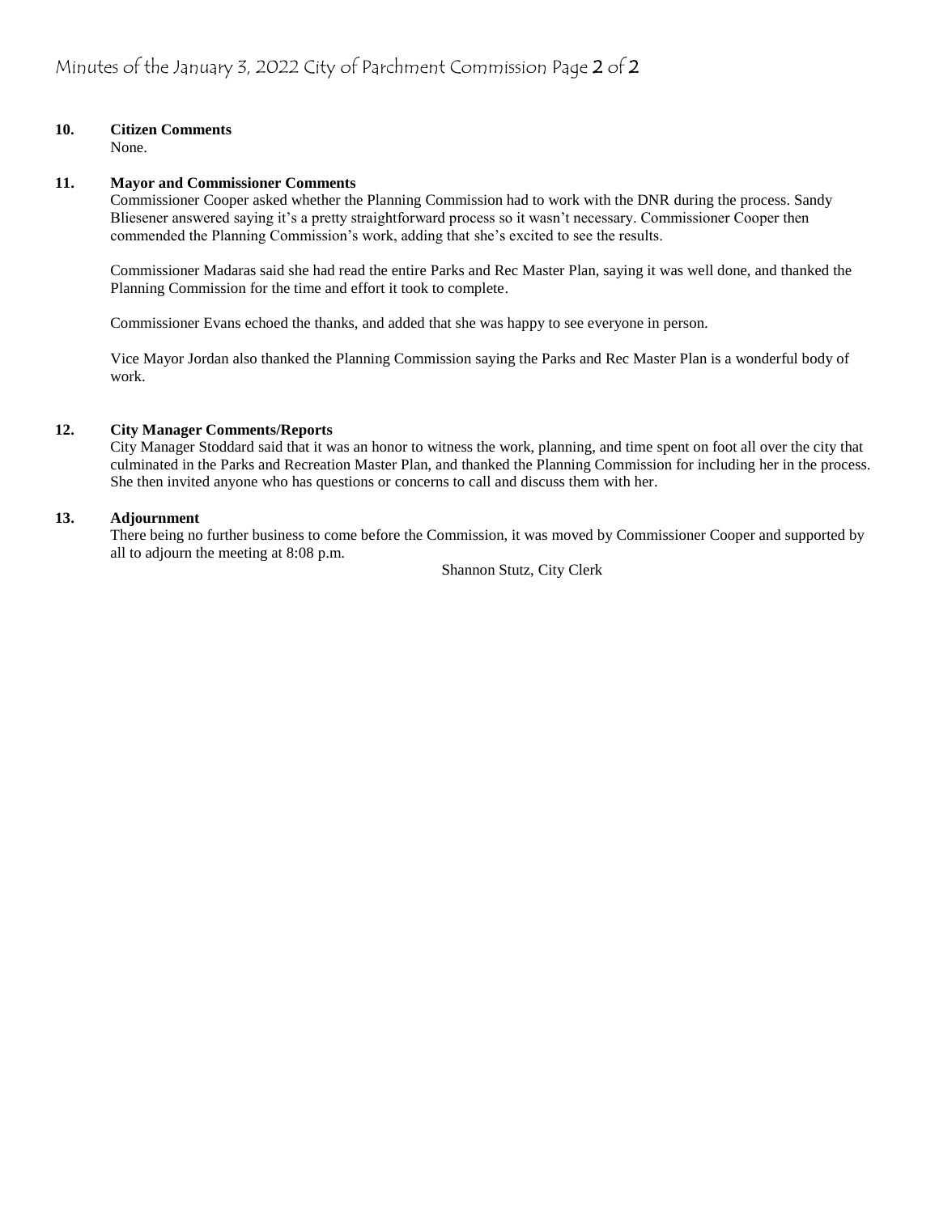**10. Citizen Comments**

None.

**11. Mayor and Commissioner Comments**

Commissioner Cooper asked whether the Planning Commission had to work with the DNR during the process. Sandy Bliesener answered saying it's a pretty straightforward process so it wasn't necessary. Commissioner Cooper then commended the Planning Commission's work, adding that she's excited to see the results.

Commissioner Madaras said she had read the entire Parks and Rec Master Plan, saying it was well done, and thanked the Planning Commission for the time and effort it took to complete.

Commissioner Evans echoed the thanks, and added that she was happy to see everyone in person.

Vice Mayor Jordan also thanked the Planning Commission saying the Parks and Rec Master Plan is a wonderful body of work.

**12. City Manager Comments/Reports**

City Manager Stoddard said that it was an honor to witness the work, planning, and time spent on foot all over the city that culminated in the Parks and Recreation Master Plan, and thanked the Planning Commission for including her in the process. She then invited anyone who has questions or concerns to call and discuss them with her.

**13. Adjournment**

There being no further business to come before the Commission, it was moved by Commissioner Cooper and supported by all to adjourn the meeting at 8:08 p.m.

Shannon Stutz, City Clerk